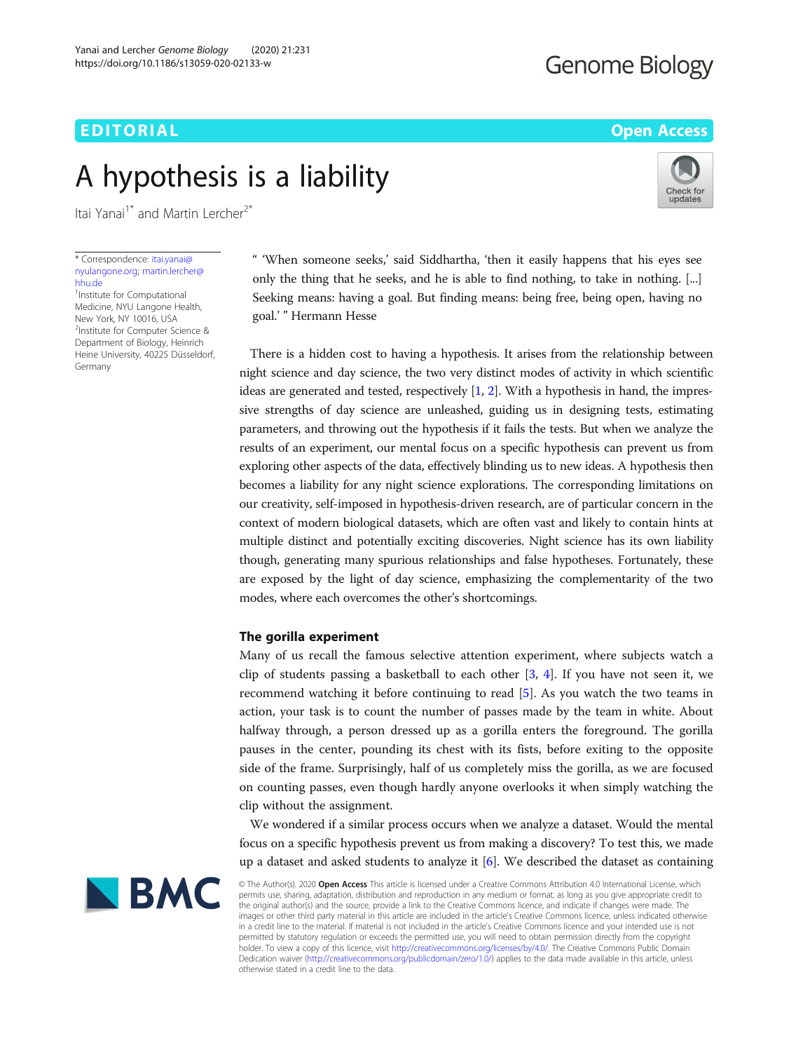EDITORIAL

Open Access

# A hypothesis is a liability

Itai Yanai[1*] and Martin Lercher[2*]

* Correspondence: itai.yanai@nyulangone.org; martin.lercher@hhu.de

[1]Institute for Computational Medicine, NYU Langone Health, New York, NY 10016, USA

[2]Institute for Computer Science & Department of Biology, Heinrich Heine University, 40225 Düsseldorf, Germany

" 'When someone seeks,' said Siddhartha, 'then it easily happens that his eyes see only the thing that he seeks, and he is able to find nothing, to take in nothing. [...] Seeking means: having a goal. But finding means: being free, being open, having no goal.' " Hermann Hesse

There is a hidden cost to having a hypothesis. It arises from the relationship between night science and day science, the two very distinct modes of activity in which scientific ideas are generated and tested, respectively [1, 2]. With a hypothesis in hand, the impressive strengths of day science are unleashed, guiding us in designing tests, estimating parameters, and throwing out the hypothesis if it fails the tests. But when we analyze the results of an experiment, our mental focus on a specific hypothesis can prevent us from exploring other aspects of the data, effectively blinding us to new ideas. A hypothesis then becomes a liability for any night science explorations. The corresponding limitations on our creativity, self-imposed in hypothesis-driven research, are of particular concern in the context of modern biological datasets, which are often vast and likely to contain hints at multiple distinct and potentially exciting discoveries. Night science has its own liability though, generating many spurious relationships and false hypotheses. Fortunately, these are exposed by the light of day science, emphasizing the complementarity of the two modes, where each overcomes the other's shortcomings.

## The gorilla experiment

Many of us recall the famous selective attention experiment, where subjects watch a clip of students passing a basketball to each other [3, 4]. If you have not seen it, we recommend watching it before continuing to read [5]. As you watch the two teams in action, your task is to count the number of passes made by the team in white. About halfway through, a person dressed up as a gorilla enters the foreground. The gorilla pauses in the center, pounding its chest with its fists, before exiting to the opposite side of the frame. Surprisingly, half of us completely miss the gorilla, as we are focused on counting passes, even though hardly anyone overlooks it when simply watching the clip without the assignment.

We wondered if a similar process occurs when we analyze a dataset. Would the mental focus on a specific hypothesis prevent us from making a discovery? To test this, we made up a dataset and asked students to analyze it [6]. We described the dataset as containing

© The Author(s). 2020 **Open Access** This article is licensed under a Creative Commons Attribution 4.0 International License, which permits use, sharing, adaptation, distribution and reproduction in any medium or format, as long as you give appropriate credit to the original author(s) and the source, provide a link to the Creative Commons licence, and indicate if changes were made. The images or other third party material in this article are included in the article's Creative Commons licence, unless indicated otherwise in a credit line to the material. If material is not included in the article's Creative Commons licence and your intended use is not permitted by statutory regulation or exceeds the permitted use, you will need to obtain permission directly from the copyright holder. To view a copy of this licence, visit http://creativecommons.org/licenses/by/4.0/. The Creative Commons Public Domain Dedication waiver (http://creativecommons.org/publicdomain/zero/1.0/) applies to the data made available in this article, unless otherwise stated in a credit line to the data.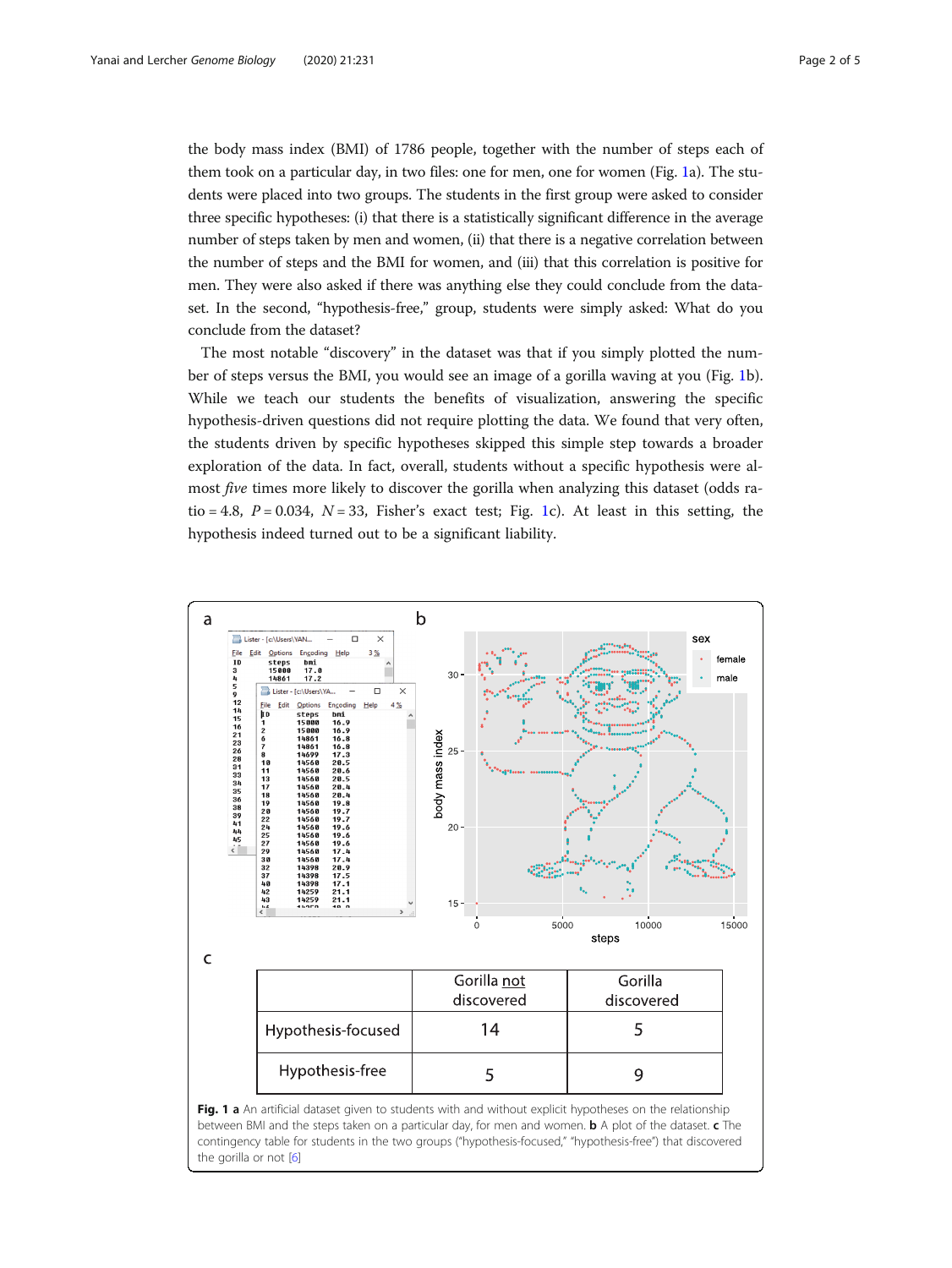the body mass index (BMI) of 1786 people, together with the number of steps each of them took on a particular day, in two files: one for men, one for women (Fig. 1a). The students were placed into two groups. The students in the first group were asked to consider three specific hypotheses: (i) that there is a statistically significant difference in the average number of steps taken by men and women, (ii) that there is a negative correlation between the number of steps and the BMI for women, and (iii) that this correlation is positive for men. They were also asked if there was anything else they could conclude from the dataset. In the second, "hypothesis-free," group, students were simply asked: What do you conclude from the dataset?

The most notable "discovery" in the dataset was that if you simply plotted the number of steps versus the BMI, you would see an image of a gorilla waving at you (Fig. 1b). While we teach our students the benefits of visualization, answering the specific hypothesis-driven questions did not require plotting the data. We found that very often, the students driven by specific hypotheses skipped this simple step towards a broader exploration of the data. In fact, overall, students without a specific hypothesis were almost *five* times more likely to discover the gorilla when analyzing this dataset (odds ratio = 4.8, $P = 0.034$, $N = 33$, Fisher's exact test; Fig. 1c). At least in this setting, the hypothesis indeed turned out to be a significant liability.

| | Gorilla not discovered | Gorilla discovered |
|---|---|---|
| Hypothesis-focused | 14 | 5 |
| Hypothesis-free | 5 | 9 |

**Fig. 1** **a** An artificial dataset given to students with and without explicit hypotheses on the relationship between BMI and the steps taken on a particular day, for men and women. **b** A plot of the dataset. **c** The contingency table for students in the two groups ("hypothesis-focused," "hypothesis-free") that discovered the gorilla or not [6]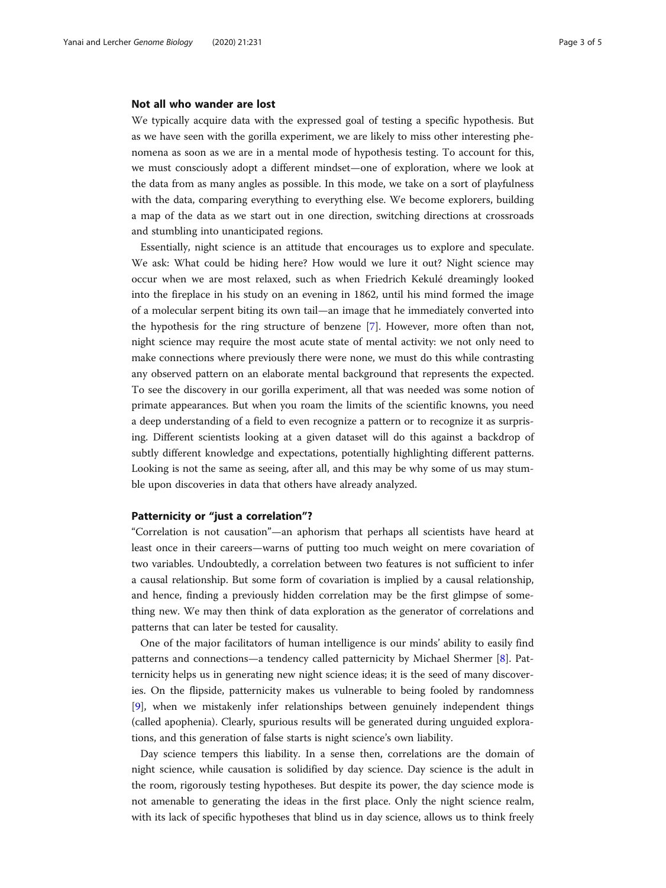## Not all who wander are lost

We typically acquire data with the expressed goal of testing a specific hypothesis. But as we have seen with the gorilla experiment, we are likely to miss other interesting phenomena as soon as we are in a mental mode of hypothesis testing. To account for this, we must consciously adopt a different mindset—one of exploration, where we look at the data from as many angles as possible. In this mode, we take on a sort of playfulness with the data, comparing everything to everything else. We become explorers, building a map of the data as we start out in one direction, switching directions at crossroads and stumbling into unanticipated regions.

Essentially, night science is an attitude that encourages us to explore and speculate. We ask: What could be hiding here? How would we lure it out? Night science may occur when we are most relaxed, such as when Friedrich Kekulé dreamingly looked into the fireplace in his study on an evening in 1862, until his mind formed the image of a molecular serpent biting its own tail—an image that he immediately converted into the hypothesis for the ring structure of benzene [7]. However, more often than not, night science may require the most acute state of mental activity: we not only need to make connections where previously there were none, we must do this while contrasting any observed pattern on an elaborate mental background that represents the expected. To see the discovery in our gorilla experiment, all that was needed was some notion of primate appearances. But when you roam the limits of the scientific knowns, you need a deep understanding of a field to even recognize a pattern or to recognize it as surprising. Different scientists looking at a given dataset will do this against a backdrop of subtly different knowledge and expectations, potentially highlighting different patterns. Looking is not the same as seeing, after all, and this may be why some of us may stumble upon discoveries in data that others have already analyzed.

## Patternicity or "just a correlation"?

"Correlation is not causation"—an aphorism that perhaps all scientists have heard at least once in their careers—warns of putting too much weight on mere covariation of two variables. Undoubtedly, a correlation between two features is not sufficient to infer a causal relationship. But some form of covariation is implied by a causal relationship, and hence, finding a previously hidden correlation may be the first glimpse of something new. We may then think of data exploration as the generator of correlations and patterns that can later be tested for causality.

One of the major facilitators of human intelligence is our minds' ability to easily find patterns and connections—a tendency called patternicity by Michael Shermer [8]. Patternicity helps us in generating new night science ideas; it is the seed of many discoveries. On the flipside, patternicity makes us vulnerable to being fooled by randomness [9], when we mistakenly infer relationships between genuinely independent things (called apophenia). Clearly, spurious results will be generated during unguided explorations, and this generation of false starts is night science's own liability.

Day science tempers this liability. In a sense then, correlations are the domain of night science, while causation is solidified by day science. Day science is the adult in the room, rigorously testing hypotheses. But despite its power, the day science mode is not amenable to generating the ideas in the first place. Only the night science realm, with its lack of specific hypotheses that blind us in day science, allows us to think freely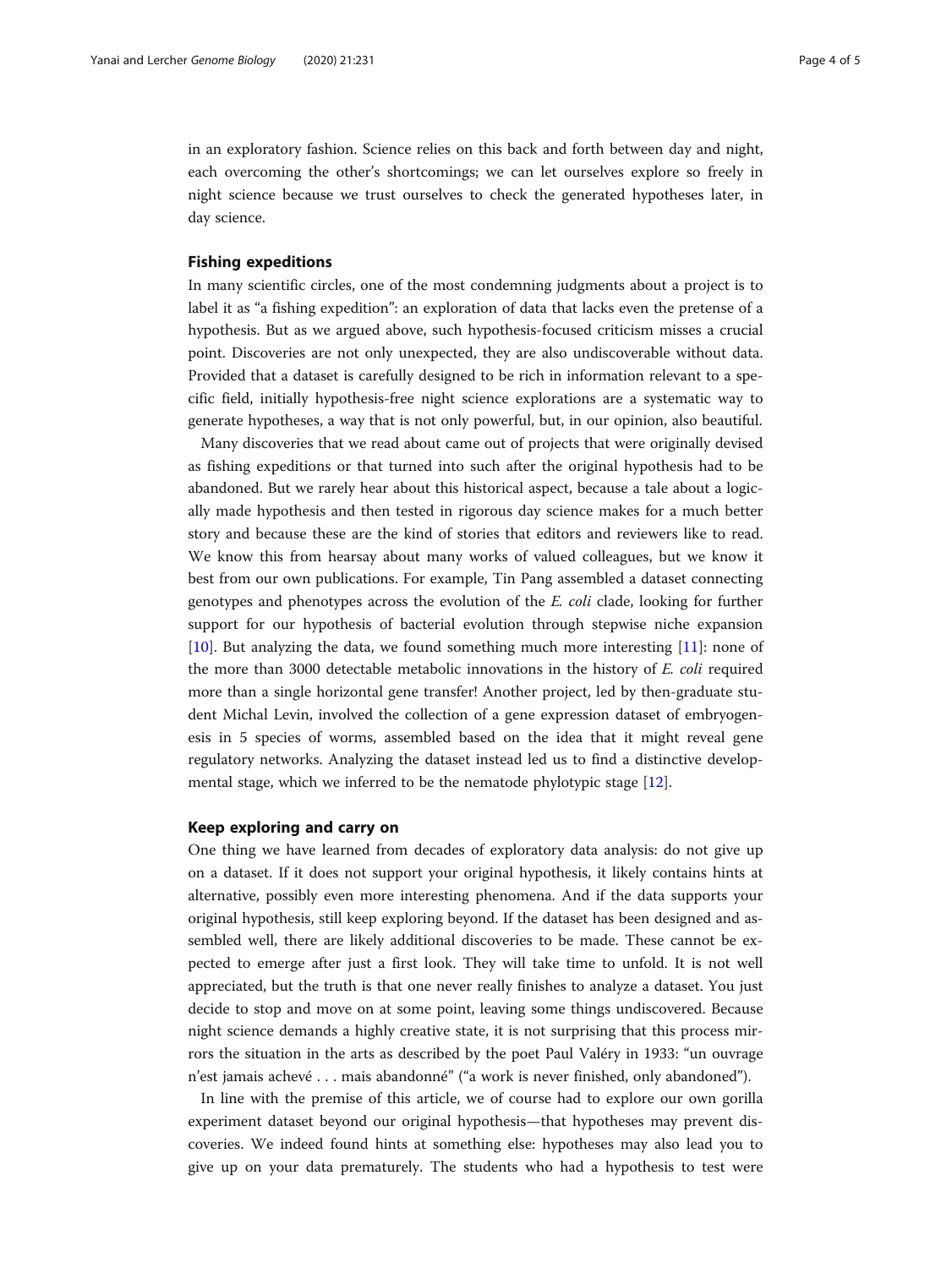in an exploratory fashion. Science relies on this back and forth between day and night, each overcoming the other's shortcomings; we can let ourselves explore so freely in night science because we trust ourselves to check the generated hypotheses later, in day science.

## Fishing expeditions

In many scientific circles, one of the most condemning judgments about a project is to label it as "a fishing expedition": an exploration of data that lacks even the pretense of a hypothesis. But as we argued above, such hypothesis-focused criticism misses a crucial point. Discoveries are not only unexpected, they are also undiscoverable without data. Provided that a dataset is carefully designed to be rich in information relevant to a specific field, initially hypothesis-free night science explorations are a systematic way to generate hypotheses, a way that is not only powerful, but, in our opinion, also beautiful.

Many discoveries that we read about came out of projects that were originally devised as fishing expeditions or that turned into such after the original hypothesis had to be abandoned. But we rarely hear about this historical aspect, because a tale about a logically made hypothesis and then tested in rigorous day science makes for a much better story and because these are the kind of stories that editors and reviewers like to read. We know this from hearsay about many works of valued colleagues, but we know it best from our own publications. For example, Tin Pang assembled a dataset connecting genotypes and phenotypes across the evolution of the *E. coli* clade, looking for further support for our hypothesis of bacterial evolution through stepwise niche expansion [10]. But analyzing the data, we found something much more interesting [11]: none of the more than 3000 detectable metabolic innovations in the history of *E. coli* required more than a single horizontal gene transfer! Another project, led by then-graduate student Michal Levin, involved the collection of a gene expression dataset of embryogenesis in 5 species of worms, assembled based on the idea that it might reveal gene regulatory networks. Analyzing the dataset instead led us to find a distinctive developmental stage, which we inferred to be the nematode phylotypic stage [12].

## Keep exploring and carry on

One thing we have learned from decades of exploratory data analysis: do not give up on a dataset. If it does not support your original hypothesis, it likely contains hints at alternative, possibly even more interesting phenomena. And if the data supports your original hypothesis, still keep exploring beyond. If the dataset has been designed and assembled well, there are likely additional discoveries to be made. These cannot be expected to emerge after just a first look. They will take time to unfold. It is not well appreciated, but the truth is that one never really finishes to analyze a dataset. You just decide to stop and move on at some point, leaving some things undiscovered. Because night science demands a highly creative state, it is not surprising that this process mirrors the situation in the arts as described by the poet Paul Valéry in 1933: "un ouvrage n'est jamais achevé . . . mais abandonné" ("a work is never finished, only abandoned").

In line with the premise of this article, we of course had to explore our own gorilla experiment dataset beyond our original hypothesis—that hypotheses may prevent discoveries. We indeed found hints at something else: hypotheses may also lead you to give up on your data prematurely. The students who had a hypothesis to test were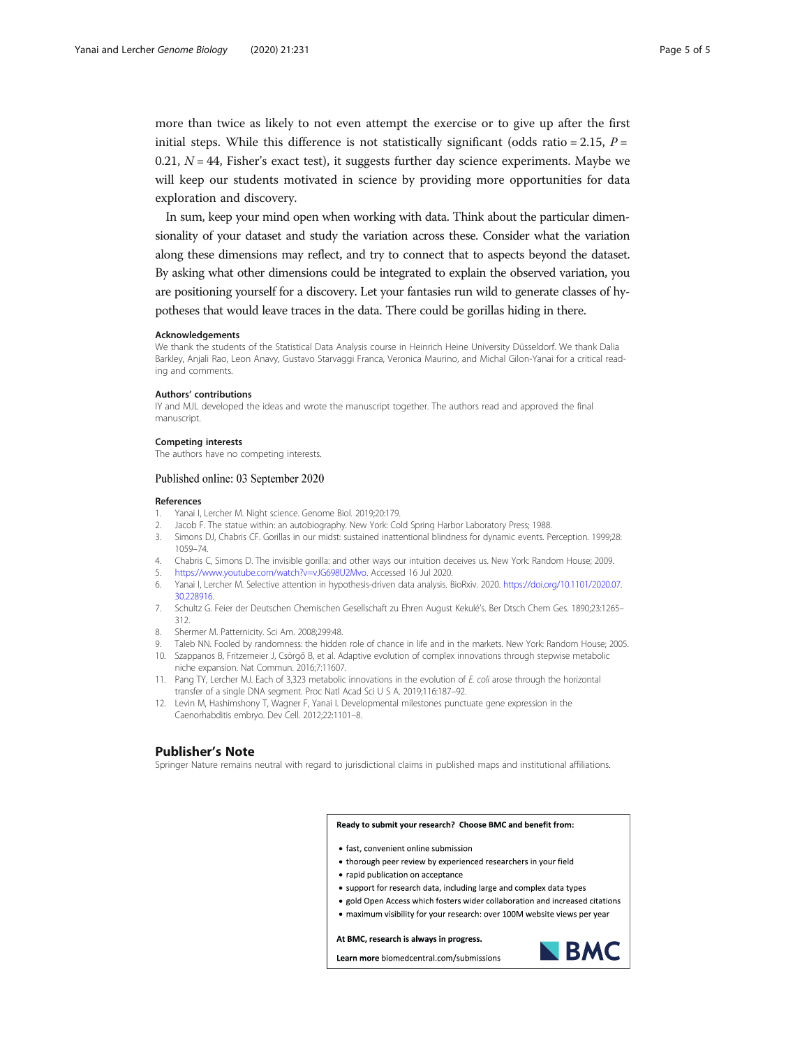more than twice as likely to not even attempt the exercise or to give up after the first initial steps. While this difference is not statistically significant (odds ratio = 2.15, $P = 0.21$, $N = 44$, Fisher's exact test), it suggests further day science experiments. Maybe we will keep our students motivated in science by providing more opportunities for data exploration and discovery.

In sum, keep your mind open when working with data. Think about the particular dimensionality of your dataset and study the variation across these. Consider what the variation along these dimensions may reflect, and try to connect that to aspects beyond the dataset. By asking what other dimensions could be integrated to explain the observed variation, you are positioning yourself for a discovery. Let your fantasies run wild to generate classes of hypotheses that would leave traces in the data. There could be gorillas hiding in there.

#### Acknowledgements

We thank the students of the Statistical Data Analysis course in Heinrich Heine University Düsseldorf. We thank Dalia Barkley, Anjali Rao, Leon Anavy, Gustavo Starvaggi Franca, Veronica Maurino, and Michal Gilon-Yanai for a critical reading and comments.

#### Authors' contributions

IY and MJL developed the ideas and wrote the manuscript together. The authors read and approved the final manuscript.

#### Competing interests

The authors have no competing interests.

Published online: 03 September 2020

#### References

1. Yanai I, Lercher M. Night science. Genome Biol. 2019;20:179.
2. Jacob F. The statue within: an autobiography. New York: Cold Spring Harbor Laboratory Press; 1988.
3. Simons DJ, Chabris CF. Gorillas in our midst: sustained inattentional blindness for dynamic events. Perception. 1999;28:1059–74.
4. Chabris C, Simons D. The invisible gorilla: and other ways our intuition deceives us. New York: Random House; 2009.
5. https://www.youtube.com/watch?v=vJG698U2Mvo. Accessed 16 Jul 2020.
6. Yanai I, Lercher M. Selective attention in hypothesis-driven data analysis. BioRxiv. 2020. https://doi.org/10.1101/2020.07.30.228916.
7. Schultz G. Feier der Deutschen Chemischen Gesellschaft zu Ehren August Kekulé's. Ber Dtsch Chem Ges. 1890;23:1265–312.
8. Shermer M. Patternicity. Sci Am. 2008;299:48.
9. Taleb NN. Fooled by randomness: the hidden role of chance in life and in the markets. New York: Random House; 2005.
10. Szappanos B, Fritzemeier J, Csörgő B, et al. Adaptive evolution of complex innovations through stepwise metabolic niche expansion. Nat Commun. 2016;7:11607.
11. Pang TY, Lercher MJ. Each of 3,323 metabolic innovations in the evolution of *E. coli* arose through the horizontal transfer of a single DNA segment. Proc Natl Acad Sci U S A. 2019;116:187–92.
12. Levin M, Hashimshony T, Wagner F, Yanai I. Developmental milestones punctuate gene expression in the Caenorhabditis embryo. Dev Cell. 2012;22:1101–8.

## Publisher's Note

Springer Nature remains neutral with regard to jurisdictional claims in published maps and institutional affiliations.

**Ready to submit your research? Choose BMC and benefit from:**

- fast, convenient online submission
- thorough peer review by experienced researchers in your field
- rapid publication on acceptance
- support for research data, including large and complex data types
- gold Open Access which fosters wider collaboration and increased citations
- maximum visibility for your research: over 100M website views per year

**At BMC, research is always in progress.**

**Learn more** biomedcentral.com/submissions

BMC